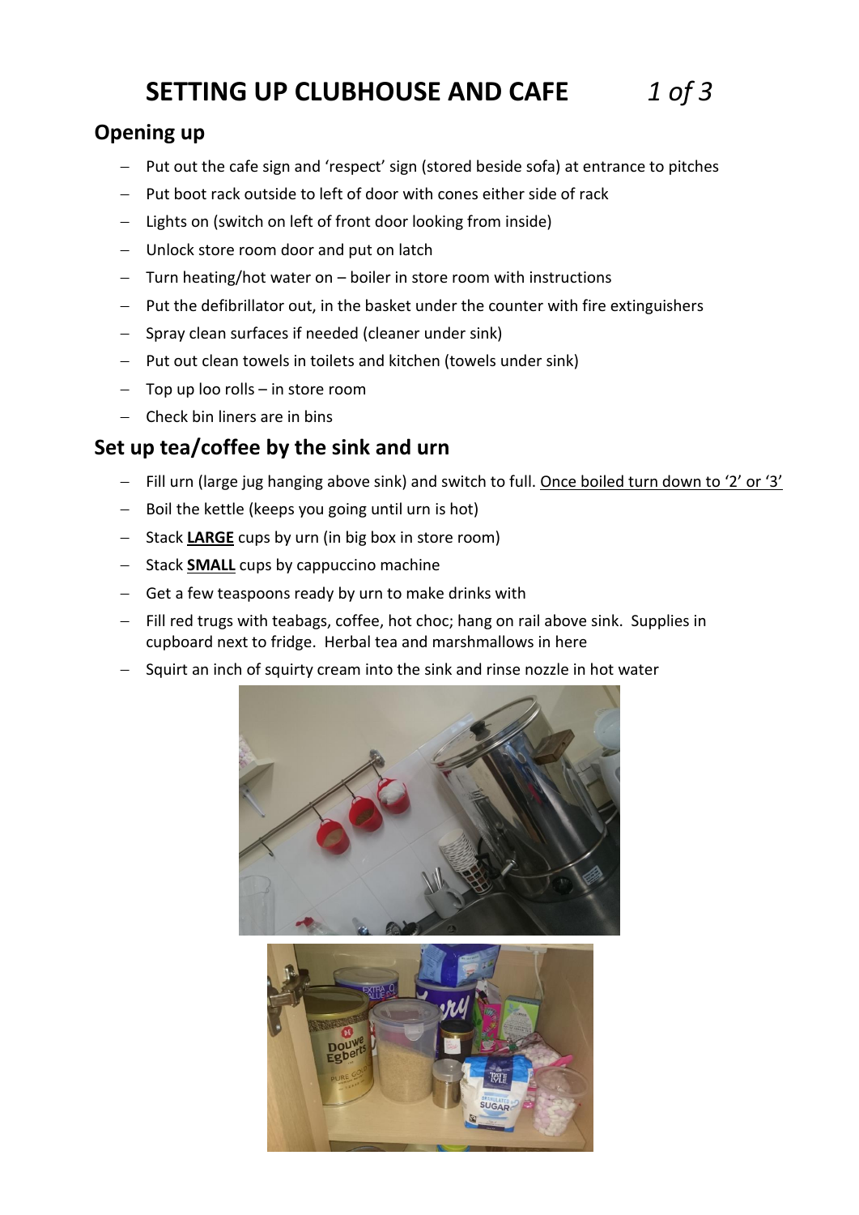# SETTING UP CLUBHOUSE AND CAFE

## Opening up

- Put out the cafe sign and 'respect' sign (stored beside sofa) at entrance to pitches
- Put boot rack outside to left of door with cones either side of rack
- Lights on (switch on left of front door looking from inside)
- Unlock store room door and put on latch
- Turn heating/hot water on – boiler in store room with instructions
- Put the defibrillator out, in the basket under the counter with fire extinguishers
- Spray clean surfaces if needed (cleaner under sink)
- Put out clean towels in toilets and kitchen (towels under sink)
- Top up loo rolls – in store room
- Check bin liners are in bins

## Set up tea/coffee by the sink and urn

- Fill urn (large jug hanging above sink) and switch to full. <u>Once boiled turn down to '2' or '3'</u>
- Boil the kettle (keeps you going until urn is hot)
- Stack **<u>LARGE</u>** cups by urn (in big box in store room)
- Stack **<u>SMALL</u>** cups by cappuccino machine
- Get a few teaspoons ready by urn to make drinks with
- Fill red trugs with teabags, coffee, hot choc; hang on rail above sink. Supplies in cupboard next to fridge. Herbal tea and marshmallows in here
- Squirt an inch of squirty cream into the sink and rinse nozzle in hot water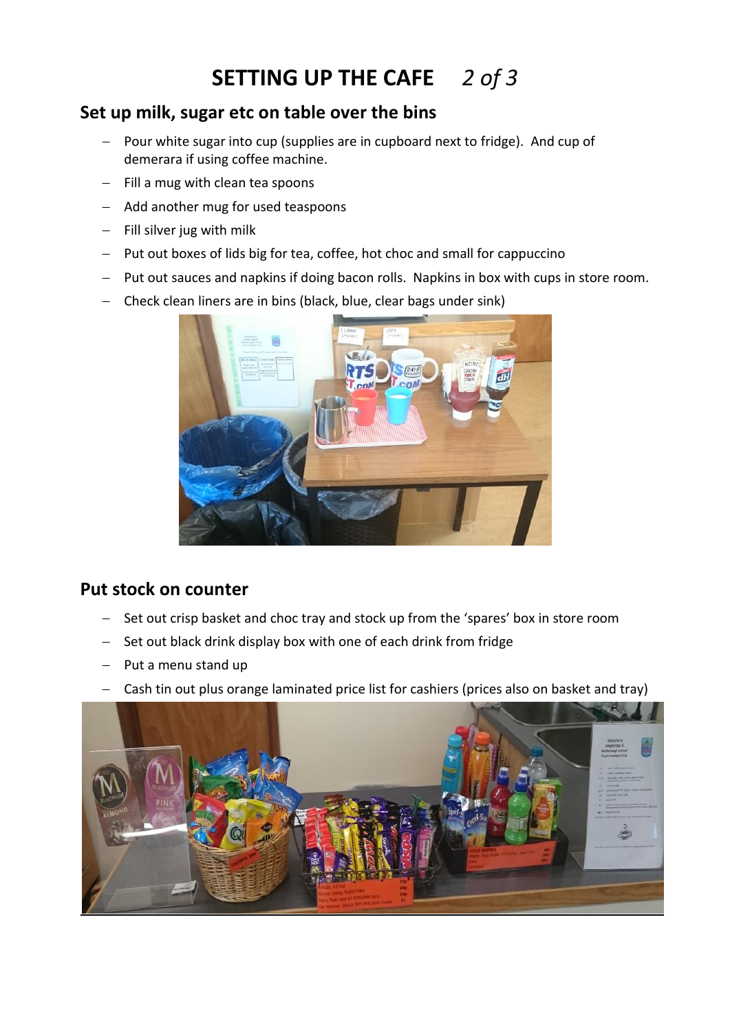# SETTING UP THE CAFE *2 of 3*

## Set up milk, sugar etc on table over the bins

- Pour white sugar into cup (supplies are in cupboard next to fridge). And cup of demerara if using coffee machine.
- Fill a mug with clean tea spoons
- Add another mug for used teaspoons
- Fill silver jug with milk
- Put out boxes of lids big for tea, coffee, hot choc and small for cappuccino
- Put out sauces and napkins if doing bacon rolls. Napkins in box with cups in store room.
- Check clean liners are in bins (black, blue, clear bags under sink)

## Put stock on counter

- Set out crisp basket and choc tray and stock up from the 'spares' box in store room
- Set out black drink display box with one of each drink from fridge
- Put a menu stand up
- Cash tin out plus orange laminated price list for cashiers (prices also on basket and tray)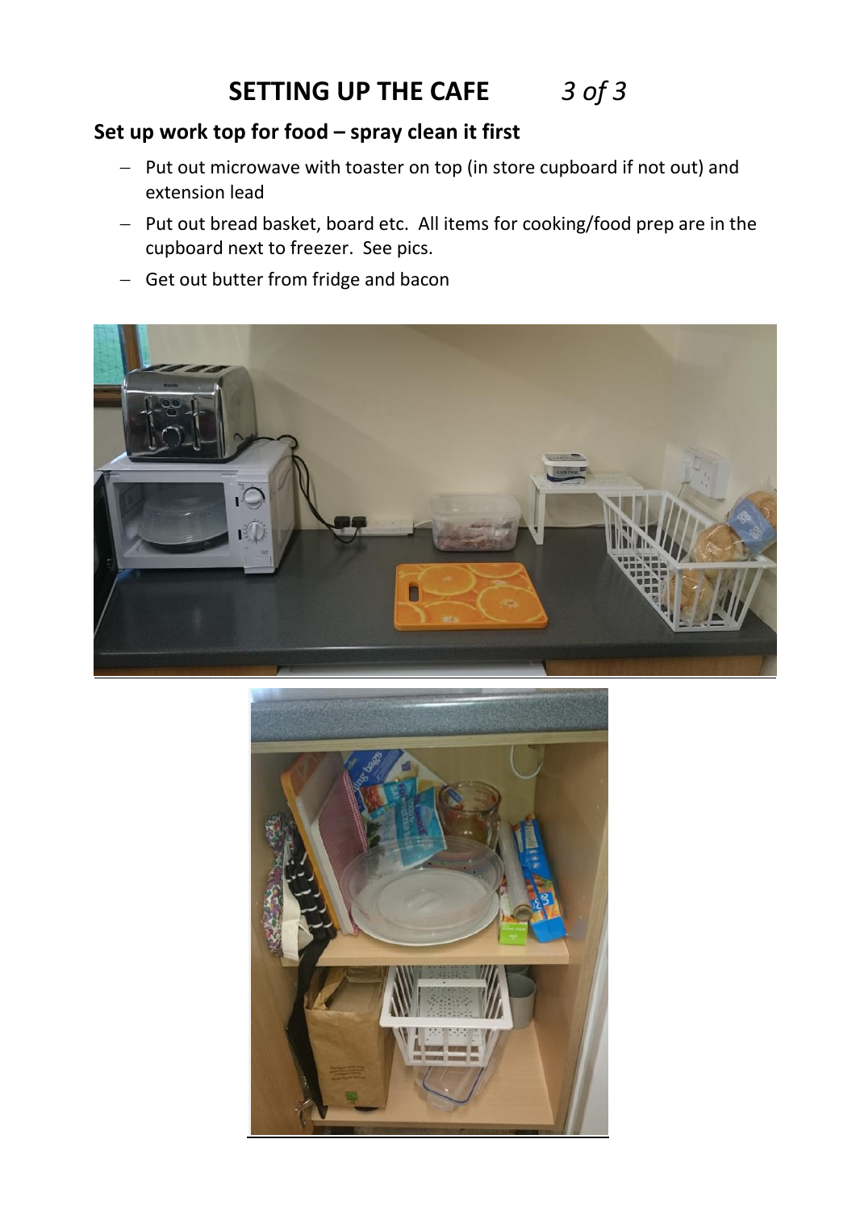# SETTING UP THE CAFE *3 of 3*

## Set up work top for food – spray clean it first

- Put out microwave with toaster on top (in store cupboard if not out) and extension lead
- Put out bread basket, board etc. All items for cooking/food prep are in the cupboard next to freezer. See pics.
- Get out butter from fridge and bacon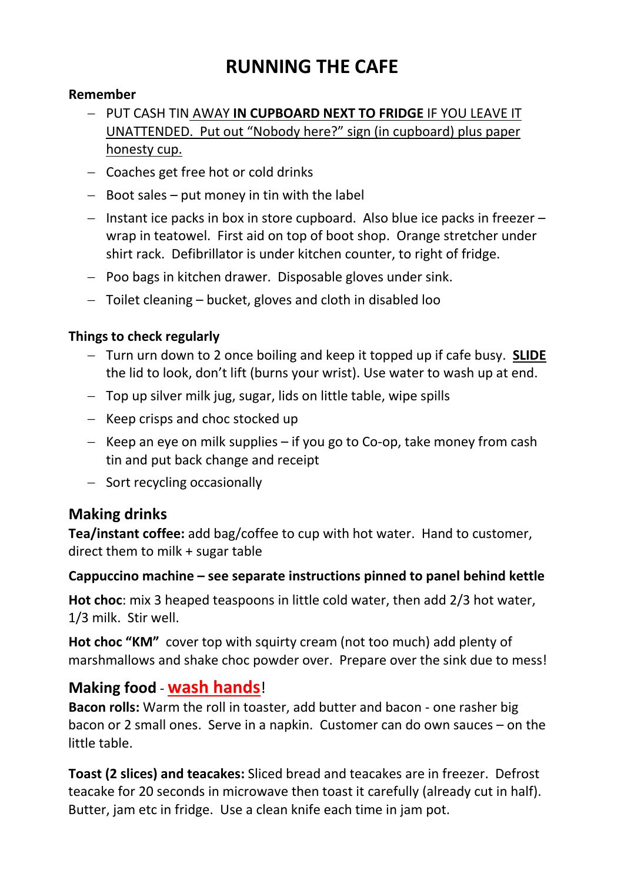# RUNNING THE CAFE

**Remember**

- PUT CASH TIN AWAY **IN CUPBOARD NEXT TO FRIDGE** IF YOU LEAVE IT UNATTENDED. Put out "Nobody here?" sign (in cupboard) plus paper honesty cup.
- Coaches get free hot or cold drinks
- Boot sales – put money in tin with the label
- Instant ice packs in box in store cupboard. Also blue ice packs in freezer – wrap in teatowel. First aid on top of boot shop. Orange stretcher under shirt rack. Defibrillator is under kitchen counter, to right of fridge.
- Poo bags in kitchen drawer. Disposable gloves under sink.
- Toilet cleaning – bucket, gloves and cloth in disabled loo

**Things to check regularly**

- Turn urn down to 2 once boiling and keep it topped up if cafe busy. **SLIDE** the lid to look, don't lift (burns your wrist). Use water to wash up at end.
- Top up silver milk jug, sugar, lids on little table, wipe spills
- Keep crisps and choc stocked up
- Keep an eye on milk supplies – if you go to Co-op, take money from cash tin and put back change and receipt
- Sort recycling occasionally

## Making drinks

**Tea/instant coffee:** add bag/coffee to cup with hot water. Hand to customer, direct them to milk + sugar table

**Cappuccino machine – see separate instructions pinned to panel behind kettle**

**Hot choc**: mix 3 heaped teaspoons in little cold water, then add 2/3 hot water, 1/3 milk. Stir well.

**Hot choc "KM"** cover top with squirty cream (not too much) add plenty of marshmallows and shake choc powder over. Prepare over the sink due to mess!

## Making food - **wash hands**!

**Bacon rolls:** Warm the roll in toaster, add butter and bacon - one rasher big bacon or 2 small ones. Serve in a napkin. Customer can do own sauces – on the little table.

**Toast (2 slices) and teacakes:** Sliced bread and teacakes are in freezer. Defrost teacake for 20 seconds in microwave then toast it carefully (already cut in half). Butter, jam etc in fridge. Use a clean knife each time in jam pot.